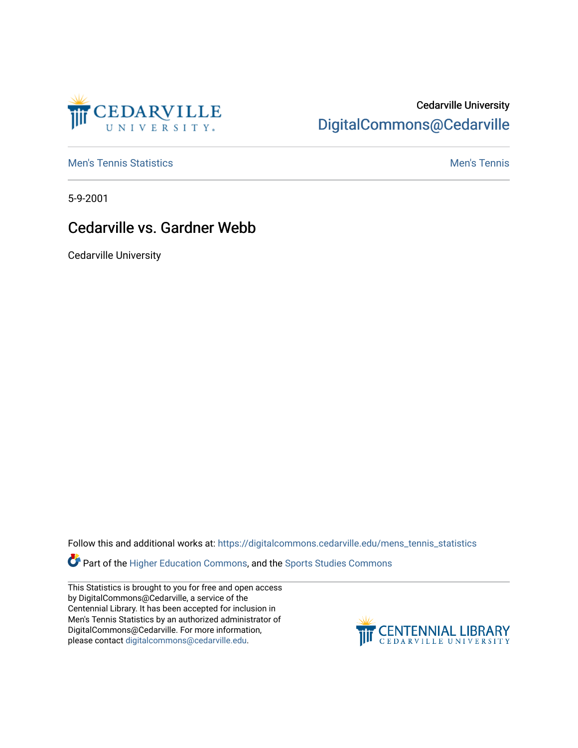Cedarville University

DigitalCommons@Cedarville

Men's Tennis Statistics

Men's Tennis

5-9-2001

# Cedarville vs. Gardner Webb

Cedarville University

Follow this and additional works at: https://digitalcommons.cedarville.edu/mens_tennis_statistics

Part of the Higher Education Commons, and the Sports Studies Commons

This Statistics is brought to you for free and open access by DigitalCommons@Cedarville, a service of the Centennial Library. It has been accepted for inclusion in Men's Tennis Statistics by an authorized administrator of DigitalCommons@Cedarville. For more information, please contact digitalcommons@cedarville.edu.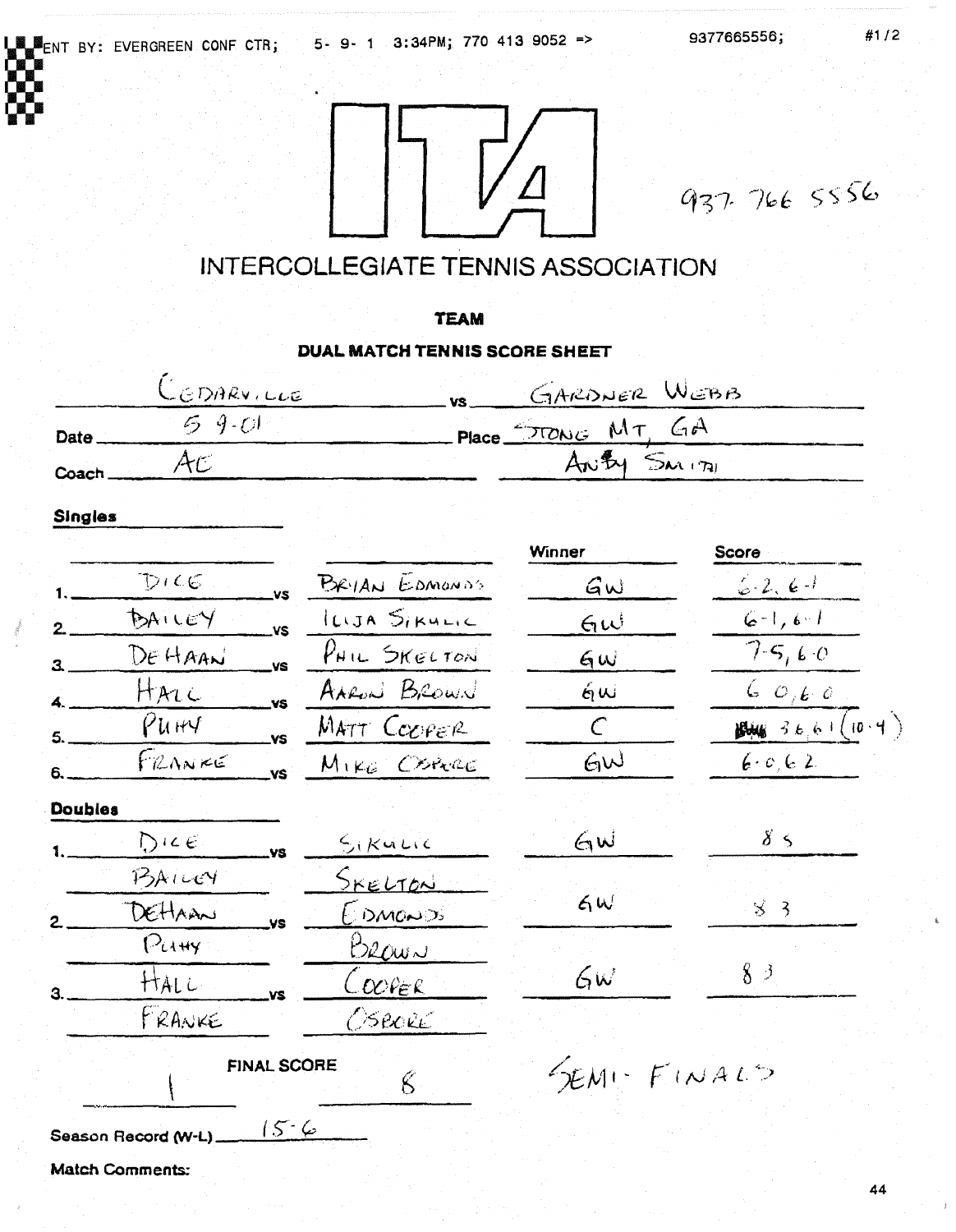ENT BY: EVERGREEN CONF CTR; 5- 9- 1 3:34PM; 770 413 9052 => 9377665556; #1/2

ITA

937 766 5556

# INTERCOLLEGIATE TENNIS ASSOCIATION

**TEAM**

**DUAL MATCH TENNIS SCORE SHEET**

CEDARVILLE vs GARDNER WEBB

Date 5 9-01 Place STONE MT, GA

Coach AC Andy Smith

**Singles**

| | | | Winner | Score |
|---|---|---|---|---|
| 1. | DICE vs | BRIAN EDMONDS | GW | 6-2, 6-1 |
| 2. | BAILEY vs | ILIJA SIKULIC | GW | 6-1, 6-1 |
| 3. | DEHAAN vs | PHIL SKELTON | GW | 7-5, 6-0 |
| 4. | HALL vs | AARON BROWN | GW | 6-0, 6-0 |
| 5. | PUHY vs | MATT COOPER | C | 3-6, 6-1 (10-4) |
| 6. | FRANKE vs | MIKE OSBORE | GW | 6-0, 6-2 |

**Doubles**

| | | | Winner | Score |
|---|---|---|---|---|
| 1. | DICE / BAILEY vs | SIKULIC / SKELTON | GW | 8-5 |
| 2. | DEHAAN / PUHY vs | EDMONDS / BROWN | GW | 8-3 |
| 3. | HALL / FRANKE vs | COOPER / OSBORE | GW | 8-3 |

**FINAL SCORE** 1 8

SEMI-FINALS

Season Record (W-L) 15-6

Match Comments: